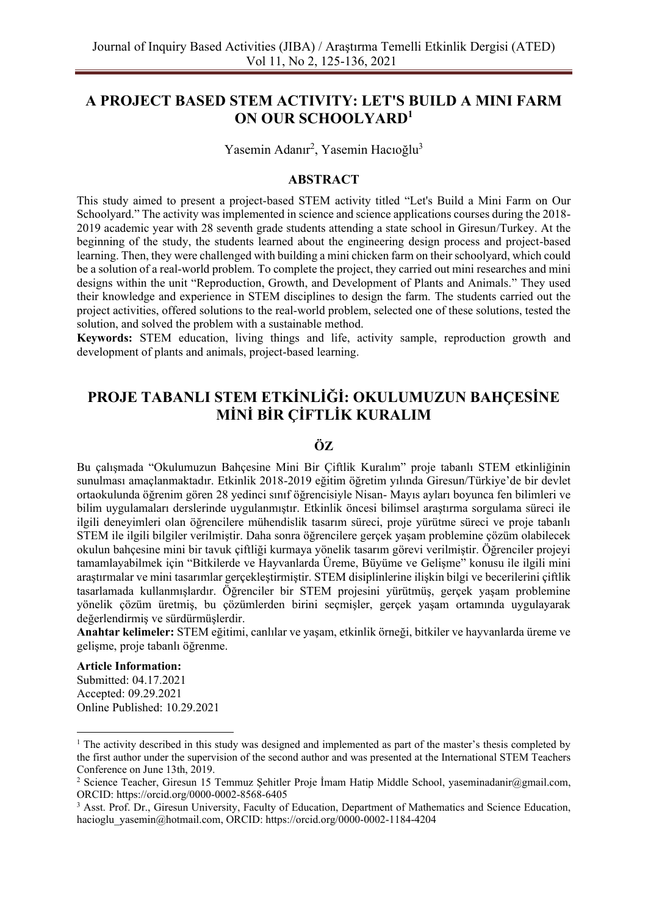# A PROJECT BASED STEM ACTIVITY: LET'S BUILD A MINI FARM ON OUR SCHOOLYARD[1]

Yasemin Adanır[2], Yasemin Hacıoğlu[3]

## ABSTRACT

This study aimed to present a project-based STEM activity titled "Let's Build a Mini Farm on Our Schoolyard." The activity was implemented in science and science applications courses during the 2018-2019 academic year with 28 seventh grade students attending a state school in Giresun/Turkey. At the beginning of the study, the students learned about the engineering design process and project-based learning. Then, they were challenged with building a mini chicken farm on their schoolyard, which could be a solution of a real-world problem. To complete the project, they carried out mini researches and mini designs within the unit "Reproduction, Growth, and Development of Plants and Animals." They used their knowledge and experience in STEM disciplines to design the farm. The students carried out the project activities, offered solutions to the real-world problem, selected one of these solutions, tested the solution, and solved the problem with a sustainable method.

**Keywords:** STEM education, living things and life, activity sample, reproduction growth and development of plants and animals, project-based learning.

# PROJE TABANLI STEM ETKİNLİĞİ: OKULUMUZUN BAHÇESİNE MİNİ BİR ÇİFTLİK KURALIM

## ÖZ

Bu çalışmada "Okulumuzun Bahçesine Mini Bir Çiftlik Kuralım" proje tabanlı STEM etkinliğinin sunulması amaçlanmaktadır. Etkinlik 2018-2019 eğitim öğretim yılında Giresun/Türkiye'de bir devlet ortaokulunda öğrenim gören 28 yedinci sınıf öğrencisiyle Nisan- Mayıs ayları boyunca fen bilimleri ve bilim uygulamaları derslerinde uygulanmıştır. Etkinlik öncesi bilimsel araştırma sorgulama süreci ile ilgili deneyimleri olan öğrencilere mühendislik tasarım süreci, proje yürütme süreci ve proje tabanlı STEM ile ilgili bilgiler verilmiştir. Daha sonra öğrencilere gerçek yaşam problemine çözüm olabilecek okulun bahçesine mini bir tavuk çiftliği kurmaya yönelik tasarım görevi verilmiştir. Öğrenciler projeyi tamamlayabilmek için "Bitkilerde ve Hayvanlarda Üreme, Büyüme ve Gelişme" konusu ile ilgili mini araştırmalar ve mini tasarımlar gerçekleştirmiştir. STEM disiplinlerine ilişkin bilgi ve becerilerini çiftlik tasarlamada kullanmışlardır. Öğrenciler bir STEM projesini yürütmüş, gerçek yaşam problemine yönelik çözüm üretmiş, bu çözümlerden birini seçmişler, gerçek yaşam ortamında uygulayarak değerlendirmiş ve sürdürmüşlerdir.

**Anahtar kelimeler:** STEM eğitimi, canlılar ve yaşam, etkinlik örneği, bitkiler ve hayvanlarda üreme ve gelişme, proje tabanlı öğrenme.

**Article Information:**
Submitted: 04.17.2021
Accepted: 09.29.2021
Online Published: 10.29.2021

---

[1] The activity described in this study was designed and implemented as part of the master's thesis completed by the first author under the supervision of the second author and was presented at the International STEM Teachers Conference on June 13th, 2019.

[2] Science Teacher, Giresun 15 Temmuz Şehitler Proje İmam Hatip Middle School, yaseminadanir@gmail.com, ORCID: https://orcid.org/0000-0002-8568-6405

[3] Asst. Prof. Dr., Giresun University, Faculty of Education, Department of Mathematics and Science Education, hacioglu_yasemin@hotmail.com, ORCID: https://orcid.org/0000-0002-1184-4204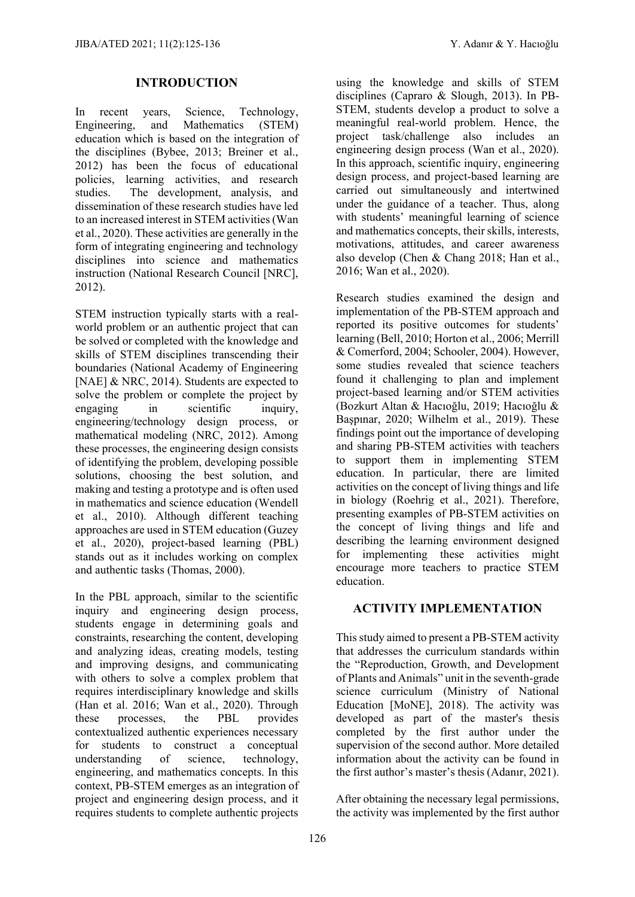## INTRODUCTION

In recent years, Science, Technology, Engineering, and Mathematics (STEM) education which is based on the integration of the disciplines (Bybee, 2013; Breiner et al., 2012) has been the focus of educational policies, learning activities, and research studies. The development, analysis, and dissemination of these research studies have led to an increased interest in STEM activities (Wan et al., 2020). These activities are generally in the form of integrating engineering and technology disciplines into science and mathematics instruction (National Research Council [NRC], 2012).

STEM instruction typically starts with a real-world problem or an authentic project that can be solved or completed with the knowledge and skills of STEM disciplines transcending their boundaries (National Academy of Engineering [NAE] & NRC, 2014). Students are expected to solve the problem or complete the project by engaging in scientific inquiry, engineering/technology design process, or mathematical modeling (NRC, 2012). Among these processes, the engineering design consists of identifying the problem, developing possible solutions, choosing the best solution, and making and testing a prototype and is often used in mathematics and science education (Wendell et al., 2010). Although different teaching approaches are used in STEM education (Guzey et al., 2020), project-based learning (PBL) stands out as it includes working on complex and authentic tasks (Thomas, 2000).

In the PBL approach, similar to the scientific inquiry and engineering design process, students engage in determining goals and constraints, researching the content, developing and analyzing ideas, creating models, testing and improving designs, and communicating with others to solve a complex problem that requires interdisciplinary knowledge and skills (Han et al. 2016; Wan et al., 2020). Through these processes, the PBL provides contextualized authentic experiences necessary for students to construct a conceptual understanding of science, technology, engineering, and mathematics concepts. In this context, PB-STEM emerges as an integration of project and engineering design process, and it requires students to complete authentic projects using the knowledge and skills of STEM disciplines (Capraro & Slough, 2013). In PB-STEM, students develop a product to solve a meaningful real-world problem. Hence, the project task/challenge also includes an engineering design process (Wan et al., 2020). In this approach, scientific inquiry, engineering design process, and project-based learning are carried out simultaneously and intertwined under the guidance of a teacher. Thus, along with students' meaningful learning of science and mathematics concepts, their skills, interests, motivations, attitudes, and career awareness also develop (Chen & Chang 2018; Han et al., 2016; Wan et al., 2020).

Research studies examined the design and implementation of the PB-STEM approach and reported its positive outcomes for students' learning (Bell, 2010; Horton et al., 2006; Merrill & Comerford, 2004; Schooler, 2004). However, some studies revealed that science teachers found it challenging to plan and implement project-based learning and/or STEM activities (Bozkurt Altan & Hacıoğlu, 2019; Hacıoğlu & Başpınar, 2020; Wilhelm et al., 2019). These findings point out the importance of developing and sharing PB-STEM activities with teachers to support them in implementing STEM education. In particular, there are limited activities on the concept of living things and life in biology (Roehrig et al., 2021). Therefore, presenting examples of PB-STEM activities on the concept of living things and life and describing the learning environment designed for implementing these activities might encourage more teachers to practice STEM education.

## ACTIVITY IMPLEMENTATION

This study aimed to present a PB-STEM activity that addresses the curriculum standards within the "Reproduction, Growth, and Development of Plants and Animals" unit in the seventh-grade science curriculum (Ministry of National Education [MoNE], 2018). The activity was developed as part of the master's thesis completed by the first author under the supervision of the second author. More detailed information about the activity can be found in the first author's master's thesis (Adanır, 2021).

After obtaining the necessary legal permissions, the activity was implemented by the first author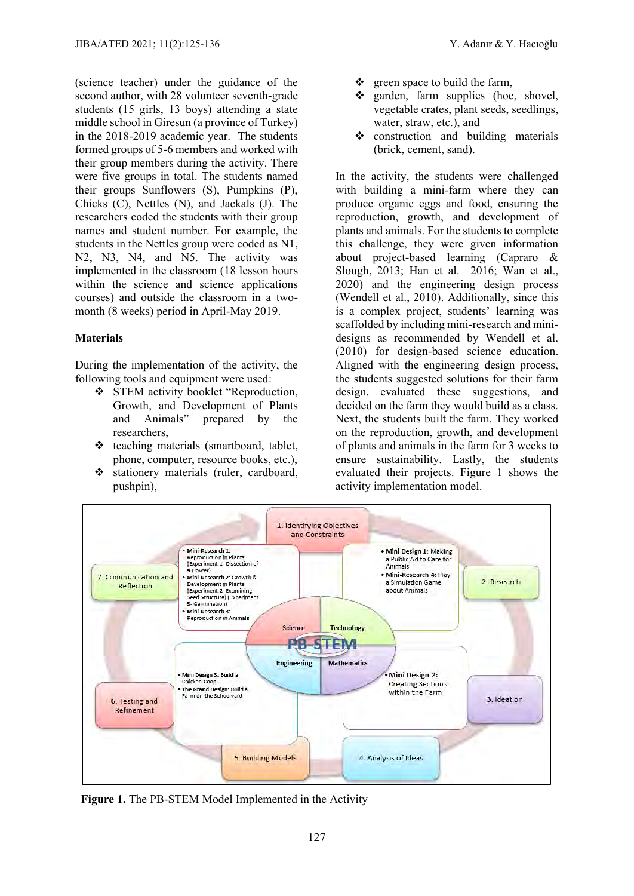(science teacher) under the guidance of the second author, with 28 volunteer seventh-grade students (15 girls, 13 boys) attending a state middle school in Giresun (a province of Turkey) in the 2018-2019 academic year. The students formed groups of 5-6 members and worked with their group members during the activity. There were five groups in total. The students named their groups Sunflowers (S), Pumpkins (P), Chicks (C), Nettles (N), and Jackals (J). The researchers coded the students with their group names and student number. For example, the students in the Nettles group were coded as N1, N2, N3, N4, and N5. The activity was implemented in the classroom (18 lesson hours within the science and science applications courses) and outside the classroom in a two-month (8 weeks) period in April-May 2019.

**Materials**

During the implementation of the activity, the following tools and equipment were used:

- STEM activity booklet "Reproduction, Growth, and Development of Plants and Animals" prepared by the researchers,
- teaching materials (smartboard, tablet, phone, computer, resource books, etc.),
- stationery materials (ruler, cardboard, pushpin),
- green space to build the farm,
- garden, farm supplies (hoe, shovel, vegetable crates, plant seeds, seedlings, water, straw, etc.), and
- construction and building materials (brick, cement, sand).

In the activity, the students were challenged with building a mini-farm where they can produce organic eggs and food, ensuring the reproduction, growth, and development of plants and animals. For the students to complete this challenge, they were given information about project-based learning (Capraro & Slough, 2013; Han et al. 2016; Wan et al., 2020) and the engineering design process (Wendell et al., 2010). Additionally, since this is a complex project, students' learning was scaffolded by including mini-research and mini-designs as recommended by Wendell et al. (2010) for design-based science education. Aligned with the engineering design process, the students suggested solutions for their farm design, evaluated these suggestions, and decided on the farm they would build as a class. Next, the students built the farm. They worked on the reproduction, growth, and development of plants and animals in the farm for 3 weeks to ensure sustainability. Lastly, the students evaluated their projects. Figure 1 shows the activity implementation model.

**Figure 1.** The PB-STEM Model Implemented in the Activity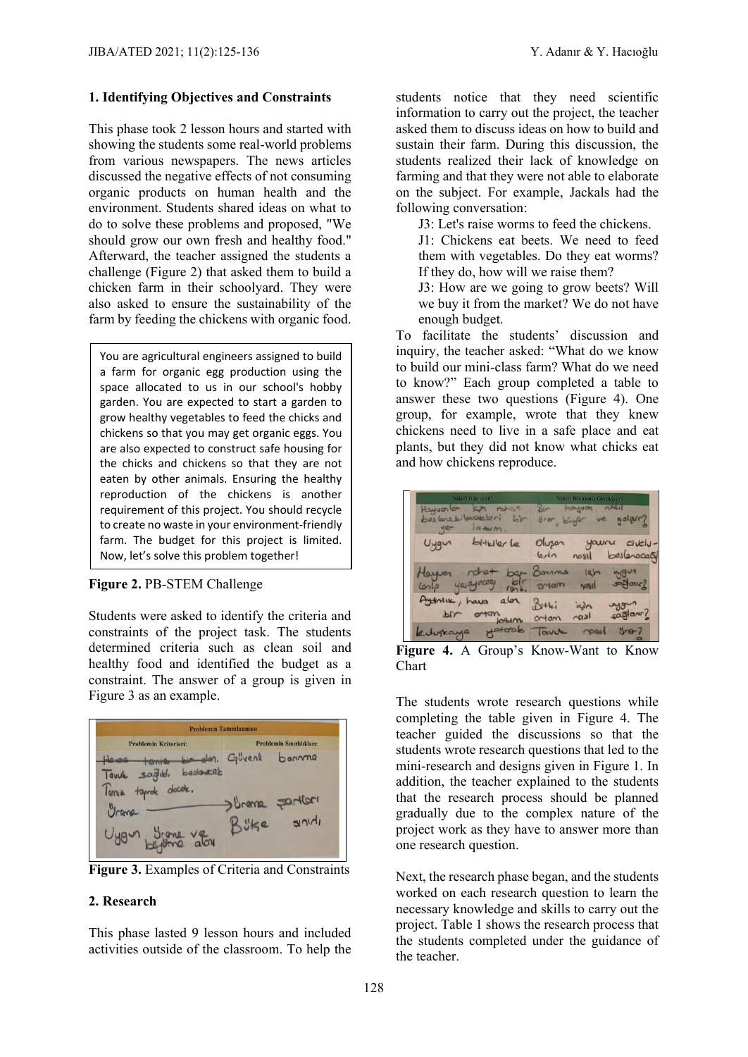### 1. Identifying Objectives and Constraints

This phase took 2 lesson hours and started with showing the students some real-world problems from various newspapers. The news articles discussed the negative effects of not consuming organic products on human health and the environment. Students shared ideas on what to do to solve these problems and proposed, "We should grow our own fresh and healthy food." Afterward, the teacher assigned the students a challenge (Figure 2) that asked them to build a chicken farm in their schoolyard. They were also asked to ensure the sustainability of the farm by feeding the chickens with organic food.

> You are agricultural engineers assigned to build a farm for organic egg production using the space allocated to us in our school's hobby garden. You are expected to start a garden to grow healthy vegetables to feed the chicks and chickens so that you may get organic eggs. You are also expected to construct safe housing for the chicks and chickens so that they are not eaten by other animals. Ensuring the healthy reproduction of the chickens is another requirement of this project. You should recycle to create no waste in your environment-friendly farm. The budget for this project is limited. Now, let's solve this problem together!

**Figure 2.** PB-STEM Challenge

Students were asked to identify the criteria and constraints of the project task. The students determined criteria such as clean soil and healthy food and identified the budget as a constraint. The answer of a group is given in Figure 3 as an example.

**Figure 3.** Examples of Criteria and Constraints

### 2. Research

This phase lasted 9 lesson hours and included activities outside of the classroom. To help the students notice that they need scientific information to carry out the project, the teacher asked them to discuss ideas on how to build and sustain their farm. During this discussion, the students realized their lack of knowledge on farming and that they were not able to elaborate on the subject. For example, Jackals had the following conversation:

J3: Let's raise worms to feed the chickens.

J1: Chickens eat beets. We need to feed them with vegetables. Do they eat worms? If they do, how will we raise them?

J3: How are we going to grow beets? Will we buy it from the market? We do not have enough budget.

To facilitate the students' discussion and inquiry, the teacher asked: "What do we know to build our mini-class farm? What do we need to know?" Each group completed a table to answer these two questions (Figure 4). One group, for example, wrote that they knew chickens need to live in a safe place and eat plants, but they did not know what chicks eat and how chickens reproduce.

**Figure 4.** A Group's Know-Want to Know Chart

The students wrote research questions while completing the table given in Figure 4. The teacher guided the discussions so that the students wrote research questions that led to the mini-research and designs given in Figure 1. In addition, the teacher explained to the students that the research process should be planned gradually due to the complex nature of the project work as they have to answer more than one research question.

Next, the research phase began, and the students worked on each research question to learn the necessary knowledge and skills to carry out the project. Table 1 shows the research process that the students completed under the guidance of the teacher.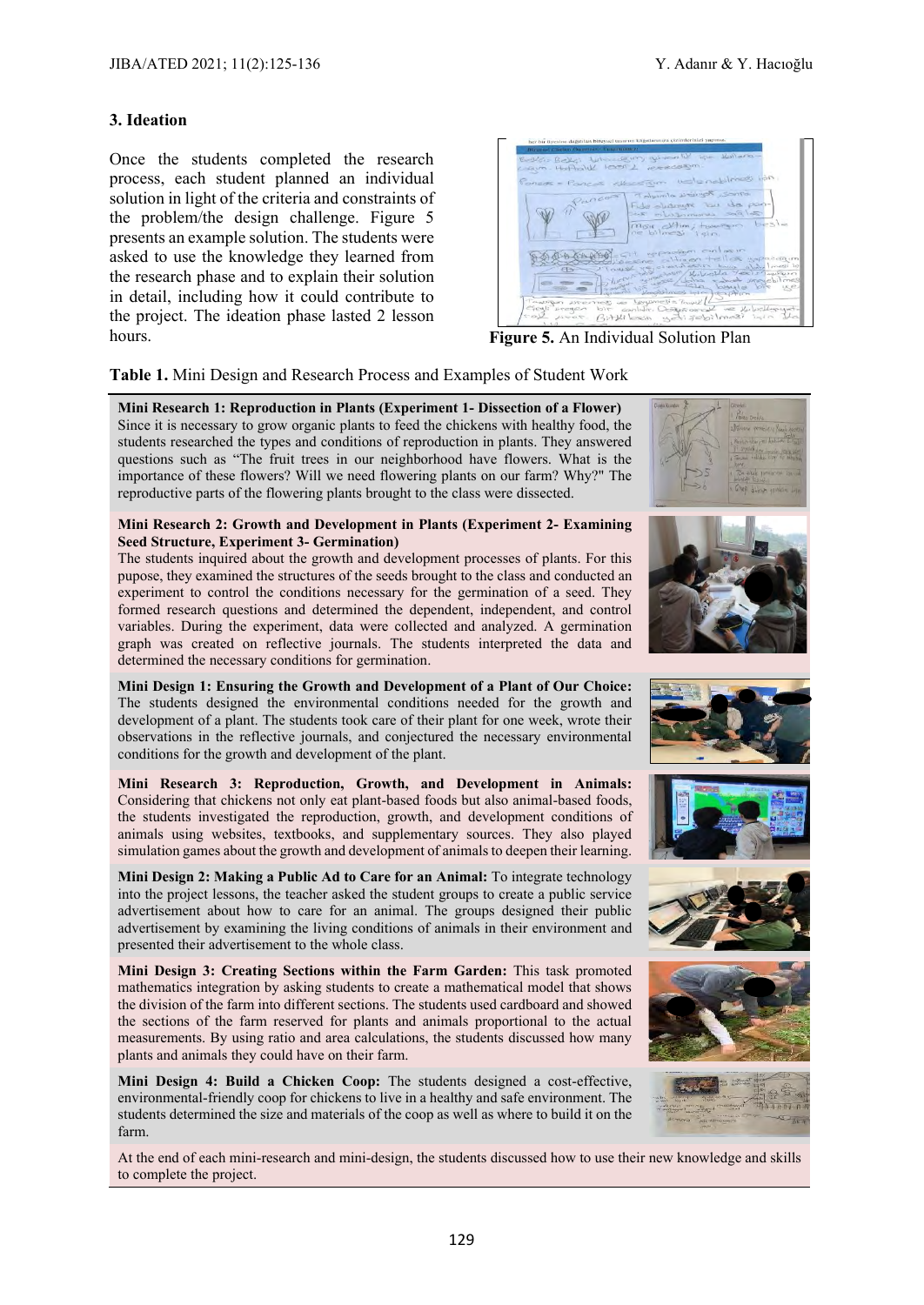### 3. Ideation

Once the students completed the research process, each student planned an individual solution in light of the criteria and constraints of the problem/the design challenge. Figure 5 presents an example solution. The students were asked to use the knowledge they learned from the research phase and to explain their solution in detail, including how it could contribute to the project. The ideation phase lasted 2 lesson hours.

**Figure 5.** An Individual Solution Plan

**Table 1.** Mini Design and Research Process and Examples of Student Work

**Mini Research 1: Reproduction in Plants (Experiment 1- Dissection of a Flower)**
Since it is necessary to grow organic plants to feed the chickens with healthy food, the students researched the types and conditions of reproduction in plants. They answered questions such as "The fruit trees in our neighborhood have flowers. What is the importance of these flowers? Will we need flowering plants on our farm? Why?" The reproductive parts of the flowering plants brought to the class were dissected.

**Mini Research 2: Growth and Development in Plants (Experiment 2- Examining Seed Structure, Experiment 3- Germination)**
The students inquired about the growth and development processes of plants. For this pupose, they examined the structures of the seeds brought to the class and conducted an experiment to control the conditions necessary for the germination of a seed. They formed research questions and determined the dependent, independent, and control variables. During the experiment, data were collected and analyzed. A germination graph was created on reflective journals. The students interpreted the data and determined the necessary conditions for germination.

**Mini Design 1: Ensuring the Growth and Development of a Plant of Our Choice:**
The students designed the environmental conditions needed for the growth and development of a plant. The students took care of their plant for one week, wrote their observations in the reflective journals, and conjectured the necessary environmental conditions for the growth and development of the plant.

**Mini Research 3: Reproduction, Growth, and Development in Animals:**
Considering that chickens not only eat plant-based foods but also animal-based foods, the students investigated the reproduction, growth, and development conditions of animals using websites, textbooks, and supplementary sources. They also played simulation games about the growth and development of animals to deepen their learning.

**Mini Design 2: Making a Public Ad to Care for an Animal:** To integrate technology into the project lessons, the teacher asked the student groups to create a public service advertisement about how to care for an animal. The groups designed their public advertisement by examining the living conditions of animals in their environment and presented their advertisement to the whole class.

**Mini Design 3: Creating Sections within the Farm Garden:** This task promoted mathematics integration by asking students to create a mathematical model that shows the division of the farm into different sections. The students used cardboard and showed the sections of the farm reserved for plants and animals proportional to the actual measurements. By using ratio and area calculations, the students discussed how many plants and animals they could have on their farm.

**Mini Design 4: Build a Chicken Coop:** The students designed a cost-effective, environmental-friendly coop for chickens to live in a healthy and safe environment. The students determined the size and materials of the coop as well as where to build it on the farm.

At the end of each mini-research and mini-design, the students discussed how to use their new knowledge and skills to complete the project.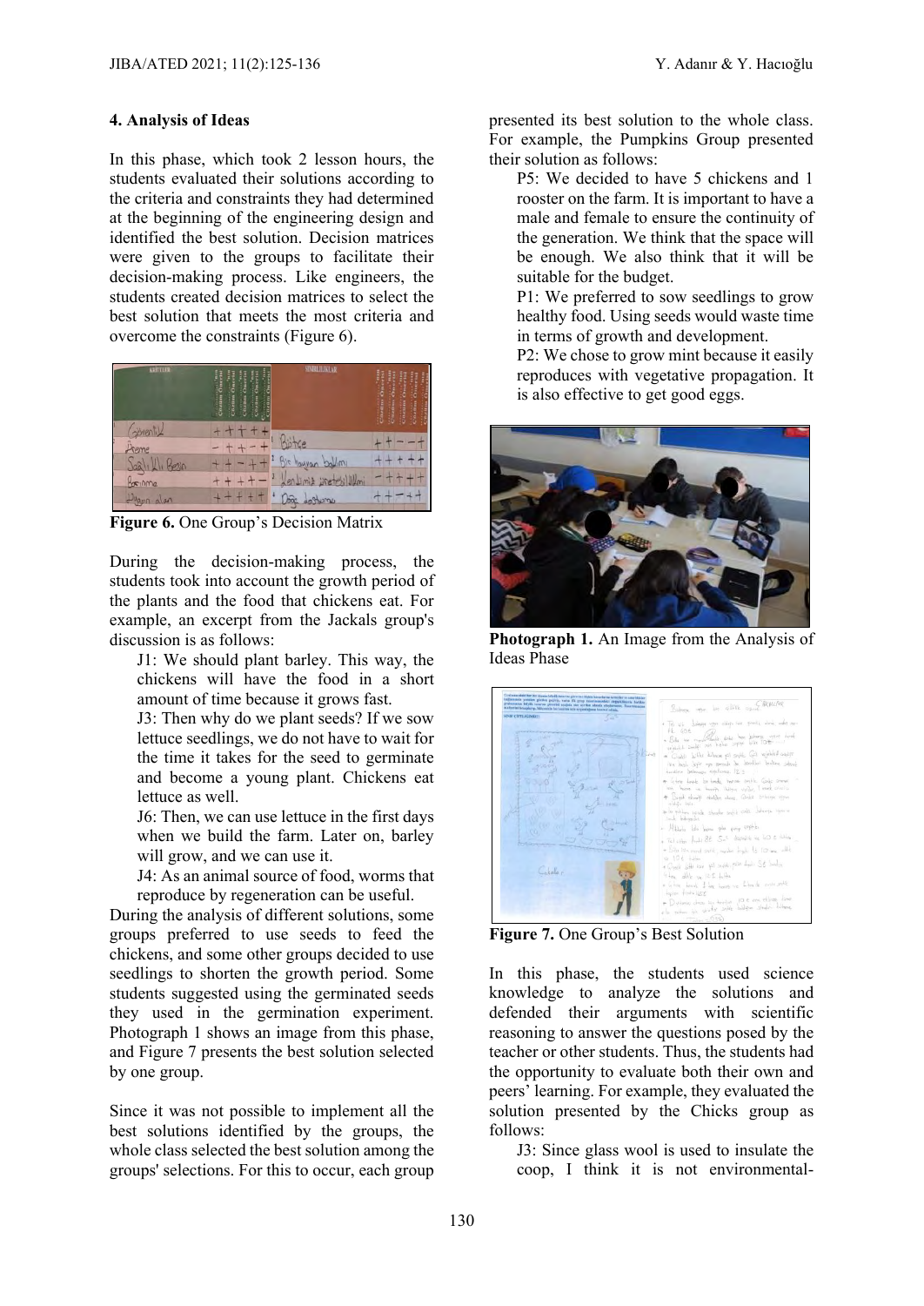**4. Analysis of Ideas**

In this phase, which took 2 lesson hours, the students evaluated their solutions according to the criteria and constraints they had determined at the beginning of the engineering design and identified the best solution. Decision matrices were given to the groups to facilitate their decision-making process. Like engineers, the students created decision matrices to select the best solution that meets the most criteria and overcome the constraints (Figure 6).

Figure 6. One Group's Decision Matrix

During the decision-making process, the students took into account the growth period of the plants and the food that chickens eat. For example, an excerpt from the Jackals group's discussion is as follows:

> J1: We should plant barley. This way, the chickens will have the food in a short amount of time because it grows fast.
>
> J3: Then why do we plant seeds? If we sow lettuce seedlings, we do not have to wait for the time it takes for the seed to germinate and become a young plant. Chickens eat lettuce as well.
>
> J6: Then, we can use lettuce in the first days when we build the farm. Later on, barley will grow, and we can use it.
>
> J4: As an animal source of food, worms that reproduce by regeneration can be useful.

During the analysis of different solutions, some groups preferred to use seeds to feed the chickens, and some other groups decided to use seedlings to shorten the growth period. Some students suggested using the germinated seeds they used in the germination experiment. Photograph 1 shows an image from this phase, and Figure 7 presents the best solution selected by one group.

Since it was not possible to implement all the best solutions identified by the groups, the whole class selected the best solution among the groups' selections. For this to occur, each group presented its best solution to the whole class. For example, the Pumpkins Group presented their solution as follows:

> P5: We decided to have 5 chickens and 1 rooster on the farm. It is important to have a male and female to ensure the continuity of the generation. We think that the space will be enough. We also think that it will be suitable for the budget.
>
> P1: We preferred to sow seedlings to grow healthy food. Using seeds would waste time in terms of growth and development.
>
> P2: We chose to grow mint because it easily reproduces with vegetative propagation. It is also effective to get good eggs.

**Photograph 1.** An Image from the Analysis of Ideas Phase

**Figure 7.** One Group's Best Solution

In this phase, the students used science knowledge to analyze the solutions and defended their arguments with scientific reasoning to answer the questions posed by the teacher or other students. Thus, the students had the opportunity to evaluate both their own and peers' learning. For example, they evaluated the solution presented by the Chicks group as follows:

> J3: Since glass wool is used to insulate the coop, I think it is not environmental-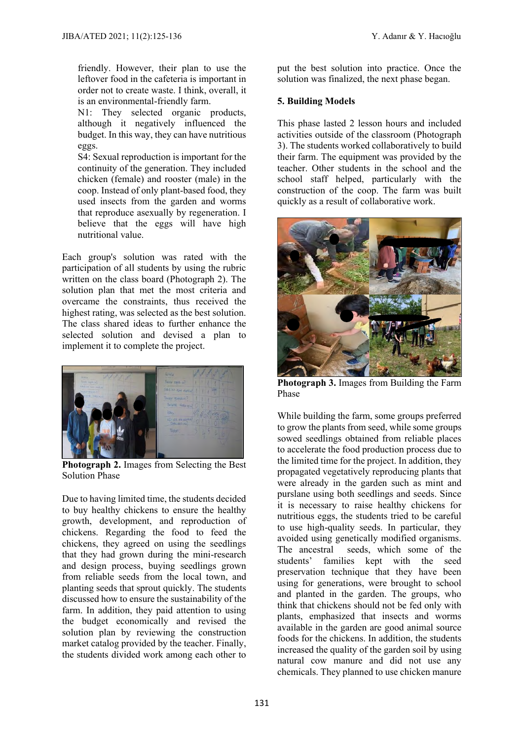friendly. However, their plan to use the leftover food in the cafeteria is important in order not to create waste. I think, overall, it is an environmental-friendly farm.

N1: They selected organic products, although it negatively influenced the budget. In this way, they can have nutritious eggs.

S4: Sexual reproduction is important for the continuity of the generation. They included chicken (female) and rooster (male) in the coop. Instead of only plant-based food, they used insects from the garden and worms that reproduce asexually by regeneration. I believe that the eggs will have high nutritional value.

Each group's solution was rated with the participation of all students by using the rubric written on the class board (Photograph 2). The solution plan that met the most criteria and overcame the constraints, thus received the highest rating, was selected as the best solution. The class shared ideas to further enhance the selected solution and devised a plan to implement it to complete the project.

**Photograph 2.** Images from Selecting the Best Solution Phase

Due to having limited time, the students decided to buy healthy chickens to ensure the healthy growth, development, and reproduction of chickens. Regarding the food to feed the chickens, they agreed on using the seedlings that they had grown during the mini-research and design process, buying seedlings grown from reliable seeds from the local town, and planting seeds that sprout quickly. The students discussed how to ensure the sustainability of the farm. In addition, they paid attention to using the budget economically and revised the solution plan by reviewing the construction market catalog provided by the teacher. Finally, the students divided work among each other to put the best solution into practice. Once the solution was finalized, the next phase began.

**5. Building Models**

This phase lasted 2 lesson hours and included activities outside of the classroom (Photograph 3). The students worked collaboratively to build their farm. The equipment was provided by the teacher. Other students in the school and the school staff helped, particularly with the construction of the coop. The farm was built quickly as a result of collaborative work.

**Photograph 3.** Images from Building the Farm Phase

While building the farm, some groups preferred to grow the plants from seed, while some groups sowed seedlings obtained from reliable places to accelerate the food production process due to the limited time for the project. In addition, they propagated vegetatively reproducing plants that were already in the garden such as mint and purslane using both seedlings and seeds. Since it is necessary to raise healthy chickens for nutritious eggs, the students tried to be careful to use high-quality seeds. In particular, they avoided using genetically modified organisms. The ancestral seeds, which some of the students' families kept with the seed preservation technique that they have been using for generations, were brought to school and planted in the garden. The groups, who think that chickens should not be fed only with plants, emphasized that insects and worms available in the garden are good animal source foods for the chickens. In addition, the students increased the quality of the garden soil by using natural cow manure and did not use any chemicals. They planned to use chicken manure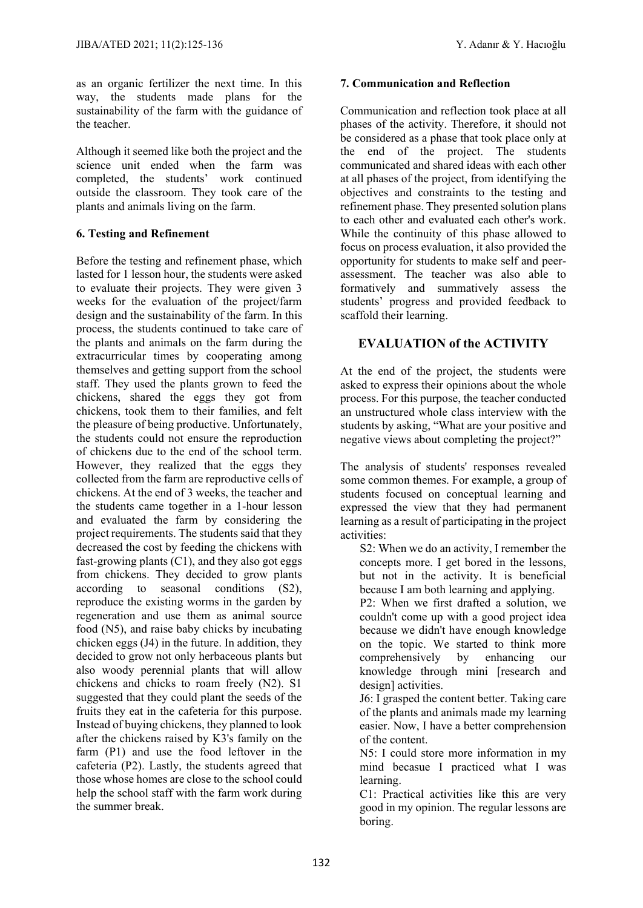as an organic fertilizer the next time. In this way, the students made plans for the sustainability of the farm with the guidance of the teacher.

Although it seemed like both the project and the science unit ended when the farm was completed, the students' work continued outside the classroom. They took care of the plants and animals living on the farm.

### 6. Testing and Refinement

Before the testing and refinement phase, which lasted for 1 lesson hour, the students were asked to evaluate their projects. They were given 3 weeks for the evaluation of the project/farm design and the sustainability of the farm. In this process, the students continued to take care of the plants and animals on the farm during the extracurricular times by cooperating among themselves and getting support from the school staff. They used the plants grown to feed the chickens, shared the eggs they got from chickens, took them to their families, and felt the pleasure of being productive. Unfortunately, the students could not ensure the reproduction of chickens due to the end of the school term. However, they realized that the eggs they collected from the farm are reproductive cells of chickens. At the end of 3 weeks, the teacher and the students came together in a 1-hour lesson and evaluated the farm by considering the project requirements. The students said that they decreased the cost by feeding the chickens with fast-growing plants (C1), and they also got eggs from chickens. They decided to grow plants according to seasonal conditions (S2), reproduce the existing worms in the garden by regeneration and use them as animal source food (N5), and raise baby chicks by incubating chicken eggs (J4) in the future. In addition, they decided to grow not only herbaceous plants but also woody perennial plants that will allow chickens and chicks to roam freely (N2). S1 suggested that they could plant the seeds of the fruits they eat in the cafeteria for this purpose. Instead of buying chickens, they planned to look after the chickens raised by K3's family on the farm (P1) and use the food leftover in the cafeteria (P2). Lastly, the students agreed that those whose homes are close to the school could help the school staff with the farm work during the summer break.

### 7. Communication and Reflection

Communication and reflection took place at all phases of the activity. Therefore, it should not be considered as a phase that took place only at the end of the project. The students communicated and shared ideas with each other at all phases of the project, from identifying the objectives and constraints to the testing and refinement phase. They presented solution plans to each other and evaluated each other's work. While the continuity of this phase allowed to focus on process evaluation, it also provided the opportunity for students to make self and peer-assessment. The teacher was also able to formatively and summatively assess the students' progress and provided feedback to scaffold their learning.

## EVALUATION of the ACTIVITY

At the end of the project, the students were asked to express their opinions about the whole process. For this purpose, the teacher conducted an unstructured whole class interview with the students by asking, "What are your positive and negative views about completing the project?"

The analysis of students' responses revealed some common themes. For example, a group of students focused on conceptual learning and expressed the view that they had permanent learning as a result of participating in the project activities:

> S2: When we do an activity, I remember the concepts more. I get bored in the lessons, but not in the activity. It is beneficial because I am both learning and applying.
>
> P2: When we first drafted a solution, we couldn't come up with a good project idea because we didn't have enough knowledge on the topic. We started to think more comprehensively by enhancing our knowledge through mini [research and design] activities.
>
> J6: I grasped the content better. Taking care of the plants and animals made my learning easier. Now, I have a better comprehension of the content.
>
> N5: I could store more information in my mind becasue I practiced what I was learning.
>
> C1: Practical activities like this are very good in my opinion. The regular lessons are boring.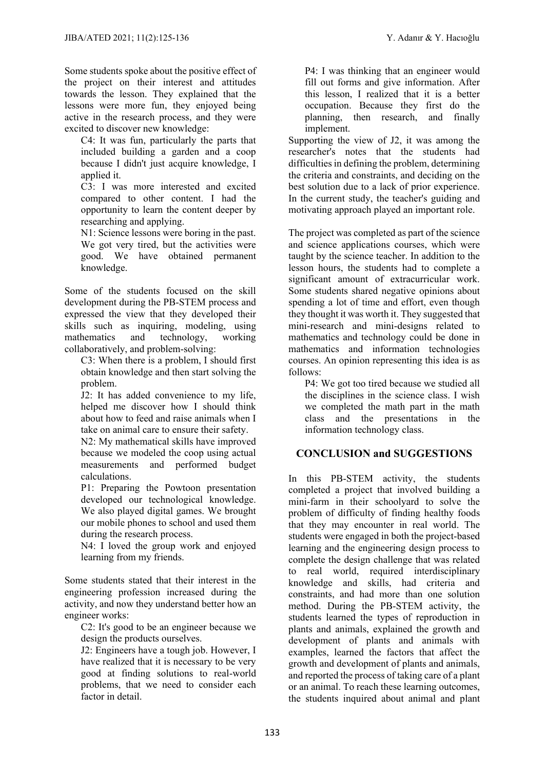Some students spoke about the positive effect of the project on their interest and attitudes towards the lesson. They explained that the lessons were more fun, they enjoyed being active in the research process, and they were excited to discover new knowledge:

> C4: It was fun, particularly the parts that included building a garden and a coop because I didn't just acquire knowledge, I applied it.
>
> C3: I was more interested and excited compared to other content. I had the opportunity to learn the content deeper by researching and applying.
>
> N1: Science lessons were boring in the past. We got very tired, but the activities were good. We have obtained permanent knowledge.

Some of the students focused on the skill development during the PB-STEM process and expressed the view that they developed their skills such as inquiring, modeling, using mathematics and technology, working collaboratively, and problem-solving:

> C3: When there is a problem, I should first obtain knowledge and then start solving the problem.
>
> J2: It has added convenience to my life, helped me discover how I should think about how to feed and raise animals when I take on animal care to ensure their safety.
>
> N2: My mathematical skills have improved because we modeled the coop using actual measurements and performed budget calculations.
>
> P1: Preparing the Powtoon presentation developed our technological knowledge. We also played digital games. We brought our mobile phones to school and used them during the research process.
>
> N4: I loved the group work and enjoyed learning from my friends.

Some students stated that their interest in the engineering profession increased during the activity, and now they understand better how an engineer works:

> C2: It's good to be an engineer because we design the products ourselves.
>
> J2: Engineers have a tough job. However, I have realized that it is necessary to be very good at finding solutions to real-world problems, that we need to consider each factor in detail.
>
> P4: I was thinking that an engineer would fill out forms and give information. After this lesson, I realized that it is a better occupation. Because they first do the planning, then research, and finally implement.

Supporting the view of J2, it was among the researcher's notes that the students had difficulties in defining the problem, determining the criteria and constraints, and deciding on the best solution due to a lack of prior experience. In the current study, the teacher's guiding and motivating approach played an important role.

The project was completed as part of the science and science applications courses, which were taught by the science teacher. In addition to the lesson hours, the students had to complete a significant amount of extracurricular work. Some students shared negative opinions about spending a lot of time and effort, even though they thought it was worth it. They suggested that mini-research and mini-designs related to mathematics and technology could be done in mathematics and information technologies courses. An opinion representing this idea is as follows:

> P4: We got too tired because we studied all the disciplines in the science class. I wish we completed the math part in the math class and the presentations in the information technology class.

## CONCLUSION and SUGGESTIONS

In this PB-STEM activity, the students completed a project that involved building a mini-farm in their schoolyard to solve the problem of difficulty of finding healthy foods that they may encounter in real world. The students were engaged in both the project-based learning and the engineering design process to complete the design challenge that was related to real world, required interdisciplinary knowledge and skills, had criteria and constraints, and had more than one solution method. During the PB-STEM activity, the students learned the types of reproduction in plants and animals, explained the growth and development of plants and animals with examples, learned the factors that affect the growth and development of plants and animals, and reported the process of taking care of a plant or an animal. To reach these learning outcomes, the students inquired about animal and plant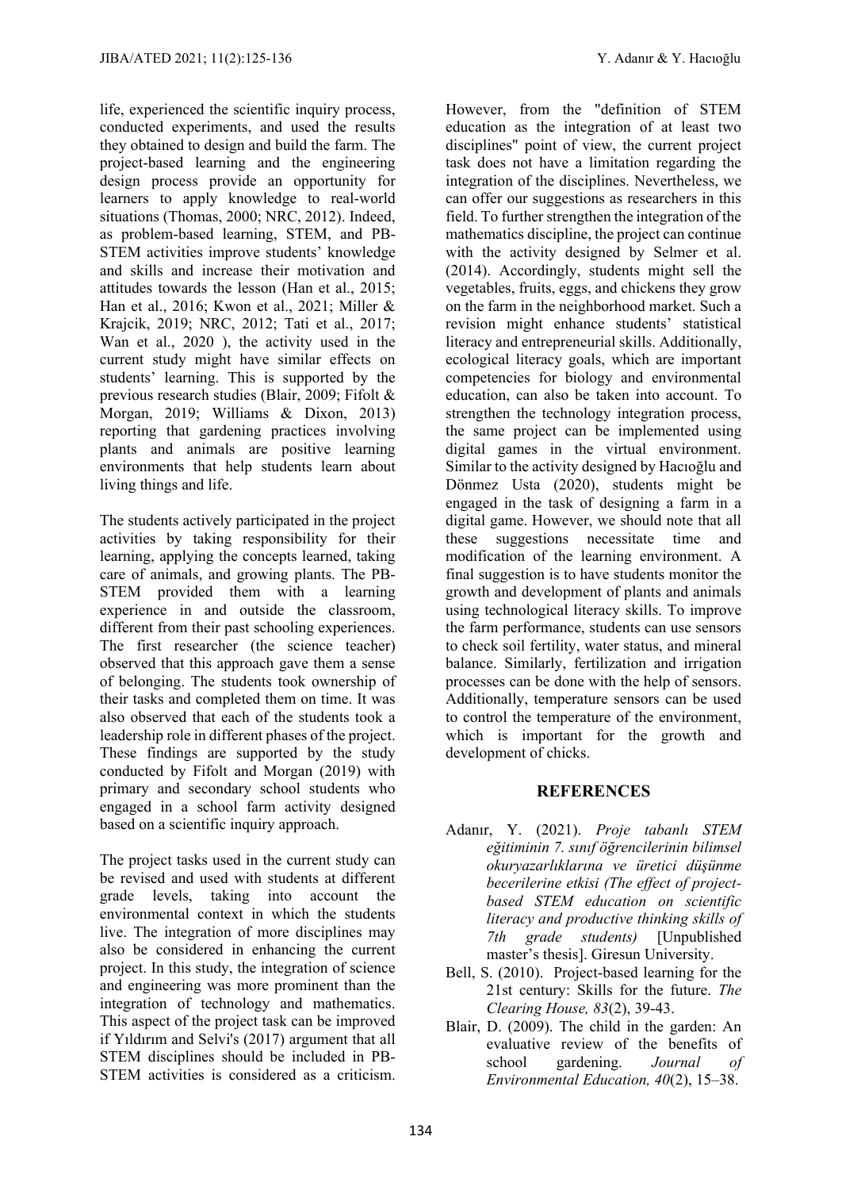life, experienced the scientific inquiry process, conducted experiments, and used the results they obtained to design and build the farm. The project-based learning and the engineering design process provide an opportunity for learners to apply knowledge to real-world situations (Thomas, 2000; NRC, 2012). Indeed, as problem-based learning, STEM, and PB-STEM activities improve students' knowledge and skills and increase their motivation and attitudes towards the lesson (Han et al., 2015; Han et al., 2016; Kwon et al., 2021; Miller & Krajcik, 2019; NRC, 2012; Tati et al., 2017; Wan et al., 2020 ), the activity used in the current study might have similar effects on students' learning. This is supported by the previous research studies (Blair, 2009; Fifolt & Morgan, 2019; Williams & Dixon, 2013) reporting that gardening practices involving plants and animals are positive learning environments that help students learn about living things and life.

The students actively participated in the project activities by taking responsibility for their learning, applying the concepts learned, taking care of animals, and growing plants. The PB-STEM provided them with a learning experience in and outside the classroom, different from their past schooling experiences. The first researcher (the science teacher) observed that this approach gave them a sense of belonging. The students took ownership of their tasks and completed them on time. It was also observed that each of the students took a leadership role in different phases of the project. These findings are supported by the study conducted by Fifolt and Morgan (2019) with primary and secondary school students who engaged in a school farm activity designed based on a scientific inquiry approach.

The project tasks used in the current study can be revised and used with students at different grade levels, taking into account the environmental context in which the students live. The integration of more disciplines may also be considered in enhancing the current project. In this study, the integration of science and engineering was more prominent than the integration of technology and mathematics. This aspect of the project task can be improved if Yıldırım and Selvi's (2017) argument that all STEM disciplines should be included in PB-STEM activities is considered as a criticism. However, from the "definition of STEM education as the integration of at least two disciplines" point of view, the current project task does not have a limitation regarding the integration of the disciplines. Nevertheless, we can offer our suggestions as researchers in this field. To further strengthen the integration of the mathematics discipline, the project can continue with the activity designed by Selmer et al. (2014). Accordingly, students might sell the vegetables, fruits, eggs, and chickens they grow on the farm in the neighborhood market. Such a revision might enhance students' statistical literacy and entrepreneurial skills. Additionally, ecological literacy goals, which are important competencies for biology and environmental education, can also be taken into account. To strengthen the technology integration process, the same project can be implemented using digital games in the virtual environment. Similar to the activity designed by Hacıoğlu and Dönmez Usta (2020), students might be engaged in the task of designing a farm in a digital game. However, we should note that all these suggestions necessitate time and modification of the learning environment. A final suggestion is to have students monitor the growth and development of plants and animals using technological literacy skills. To improve the farm performance, students can use sensors to check soil fertility, water status, and mineral balance. Similarly, fertilization and irrigation processes can be done with the help of sensors. Additionally, temperature sensors can be used to control the temperature of the environment, which is important for the growth and development of chicks.

## REFERENCES

Adanır, Y. (2021). *Proje tabanlı STEM eğitiminin 7. sınıf öğrencilerinin bilimsel okuryazarlıklarına ve üretici düşünme becerilerine etkisi (The effect of project-based STEM education on scientific literacy and productive thinking skills of 7th grade students)* [Unpublished master's thesis]. Giresun University.

Bell, S. (2010). Project-based learning for the 21st century: Skills for the future. *The Clearing House, 83*(2), 39-43.

Blair, D. (2009). The child in the garden: An evaluative review of the benefits of school gardening. *Journal of Environmental Education, 40*(2), 15–38.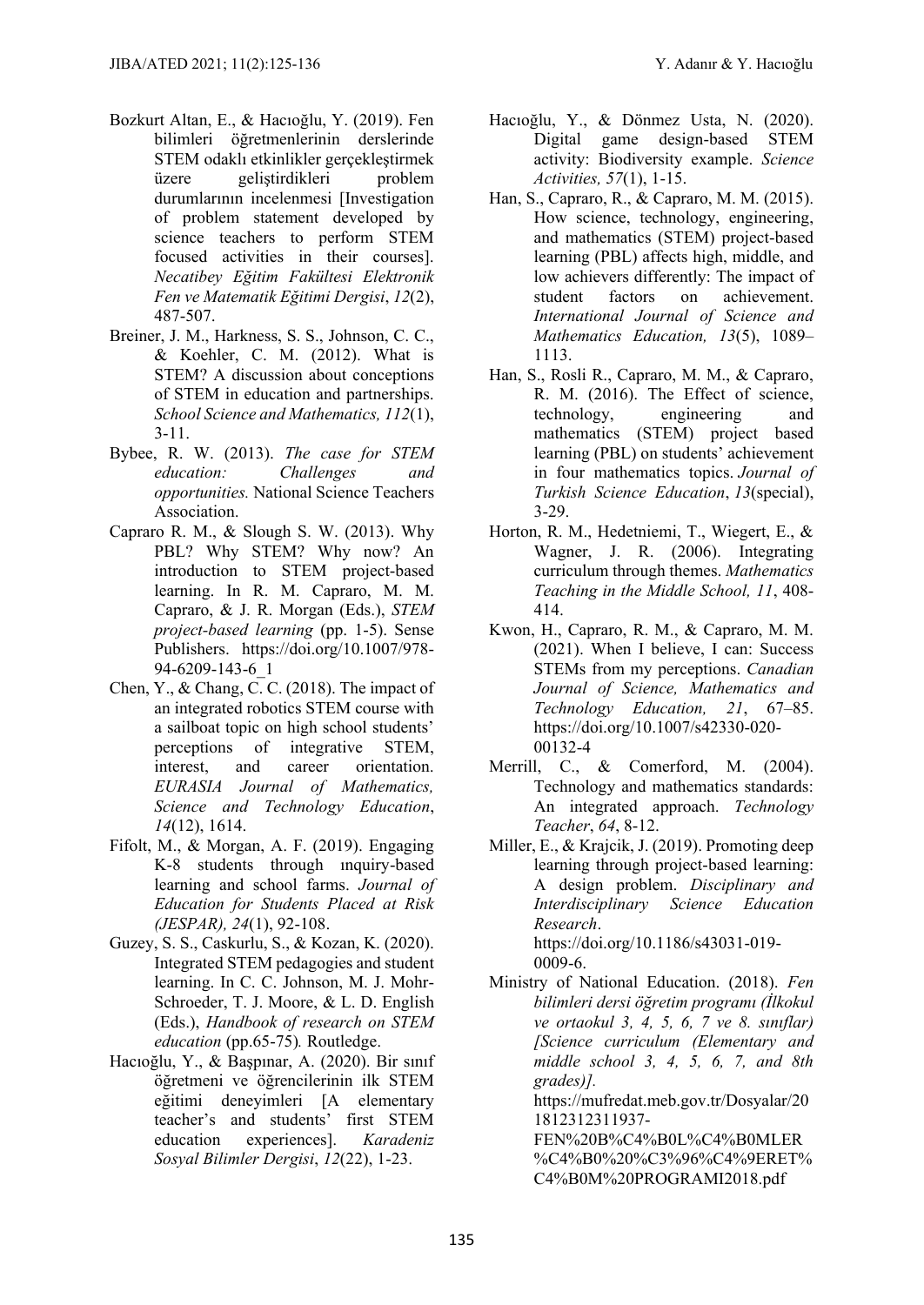Bozkurt Altan, E., & Hacıoğlu, Y. (2019). Fen bilimleri öğretmenlerinin derslerinde STEM odaklı etkinlikler gerçekleştirmek üzere geliştirdikleri problem durumlarının incelenmesi [Investigation of problem statement developed by science teachers to perform STEM focused activities in their courses]. *Necatibey Eğitim Fakültesi Elektronik Fen ve Matematik Eğitimi Dergisi*, *12*(2), 487-507.

Breiner, J. M., Harkness, S. S., Johnson, C. C., & Koehler, C. M. (2012). What is STEM? A discussion about conceptions of STEM in education and partnerships. *School Science and Mathematics, 112*(1), 3-11.

Bybee, R. W. (2013). *The case for STEM education: Challenges and opportunities.* National Science Teachers Association.

Capraro R. M., & Slough S. W. (2013). Why PBL? Why STEM? Why now? An introduction to STEM project-based learning. In R. M. Capraro, M. M. Capraro, & J. R. Morgan (Eds.), *STEM project-based learning* (pp. 1-5). Sense Publishers. https://doi.org/10.1007/978-94-6209-143-6_1

Chen, Y., & Chang, C. C. (2018). The impact of an integrated robotics STEM course with a sailboat topic on high school students' perceptions of integrative STEM, interest, and career orientation. *EURASIA Journal of Mathematics, Science and Technology Education*, *14*(12), 1614.

Fifolt, M., & Morgan, A. F. (2019). Engaging K-8 students through ınquiry-based learning and school farms. *Journal of Education for Students Placed at Risk (JESPAR), 24*(1), 92-108.

Guzey, S. S., Caskurlu, S., & Kozan, K. (2020). Integrated STEM pedagogies and student learning. In C. C. Johnson, M. J. Mohr-Schroeder, T. J. Moore, & L. D. English (Eds.), *Handbook of research on STEM education* (pp.65-75)*.* Routledge.

Hacıoğlu, Y., & Başpınar, A. (2020). Bir sınıf öğretmeni ve öğrencilerinin ilk STEM eğitimi deneyimleri [A elementary teacher's and students' first STEM education experiences]. *Karadeniz Sosyal Bilimler Dergisi*, *12*(22), 1-23.

Hacıoğlu, Y., & Dönmez Usta, N. (2020). Digital game design-based STEM activity: Biodiversity example. *Science Activities, 57*(1), 1-15.

Han, S., Capraro, R., & Capraro, M. M. (2015). How science, technology, engineering, and mathematics (STEM) project-based learning (PBL) affects high, middle, and low achievers differently: The impact of student factors on achievement. *International Journal of Science and Mathematics Education, 13*(5), 1089–1113.

Han, S., Rosli R., Capraro, M. M., & Capraro, R. M. (2016). The Effect of science, technology, engineering and mathematics (STEM) project based learning (PBL) on students' achievement in four mathematics topics. *Journal of Turkish Science Education*, *13*(special), 3-29.

Horton, R. M., Hedetniemi, T., Wiegert, E., & Wagner, J. R. (2006). Integrating curriculum through themes. *Mathematics Teaching in the Middle School, 11*, 408-414.

Kwon, H., Capraro, R. M., & Capraro, M. M. (2021). When I believe, I can: Success STEMs from my perceptions. *Canadian Journal of Science, Mathematics and Technology Education, 21*, 67–85. https://doi.org/10.1007/s42330-020-00132-4

Merrill, C., & Comerford, M. (2004). Technology and mathematics standards: An integrated approach. *Technology Teacher*, *64*, 8-12.

Miller, E., & Krajcik, J. (2019). Promoting deep learning through project-based learning: A design problem. *Disciplinary and Interdisciplinary Science Education Research*. https://doi.org/10.1186/s43031-019-0009-6.

Ministry of National Education. (2018). *Fen bilimleri dersi öğretim programı (İlkokul ve ortaokul 3, 4, 5, 6, 7 ve 8. sınıflar) [Science curriculum (Elementary and middle school 3, 4, 5, 6, 7, and 8th grades)].* https://mufredat.meb.gov.tr/Dosyalar/201812312311937-FEN%20B%C4%B0L%C4%B0MLER%C4%B0%20%C3%96%C4%9ERET%C4%B0M%20PROGRAMI2018.pdf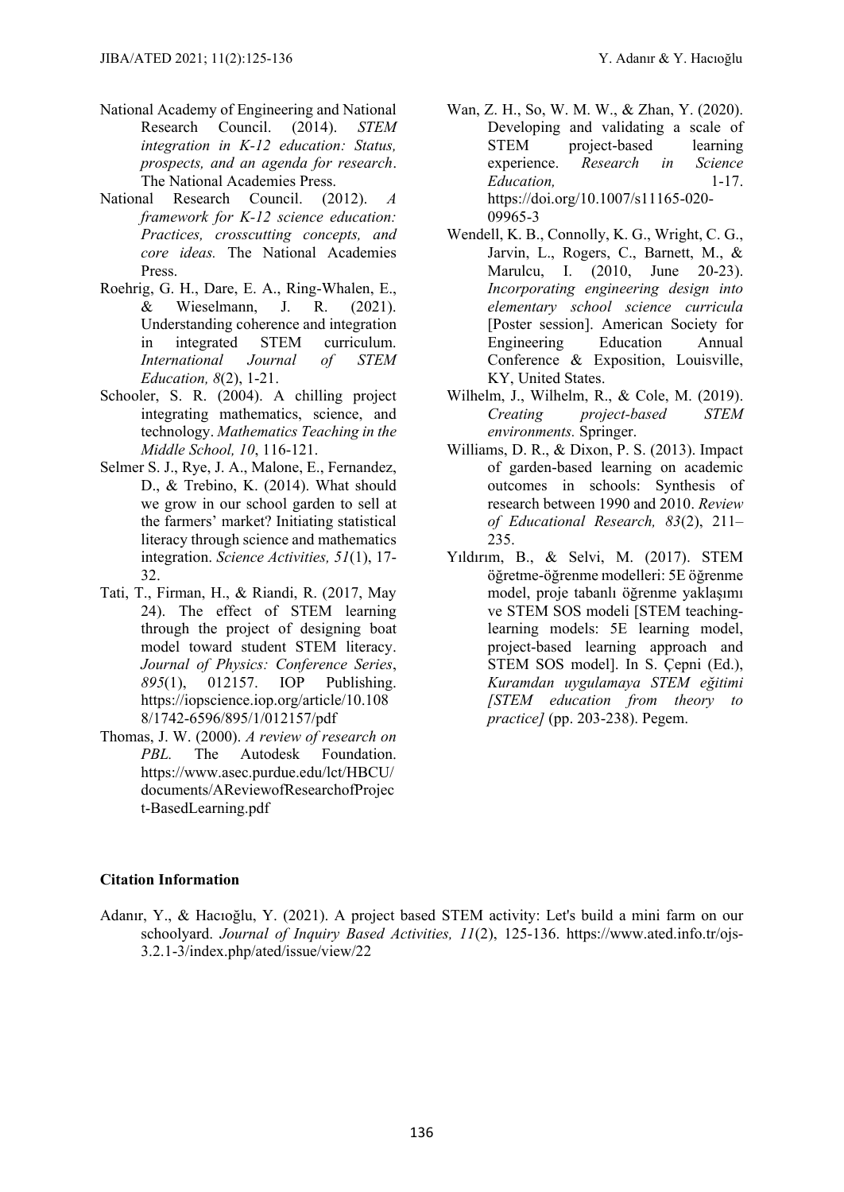National Academy of Engineering and National Research Council. (2014). *STEM integration in K-12 education: Status, prospects, and an agenda for research*. The National Academies Press.

National Research Council. (2012). *A framework for K-12 science education: Practices, crosscutting concepts, and core ideas.* The National Academies Press.

Roehrig, G. H., Dare, E. A., Ring-Whalen, E., & Wieselmann, J. R. (2021). Understanding coherence and integration in integrated STEM curriculum. *International Journal of STEM Education, 8*(2), 1-21.

Schooler, S. R. (2004). A chilling project integrating mathematics, science, and technology. *Mathematics Teaching in the Middle School, 10*, 116-121.

Selmer S. J., Rye, J. A., Malone, E., Fernandez, D., & Trebino, K. (2014). What should we grow in our school garden to sell at the farmers' market? Initiating statistical literacy through science and mathematics integration. *Science Activities, 51*(1), 17-32.

Tati, T., Firman, H., & Riandi, R. (2017, May 24). The effect of STEM learning through the project of designing boat model toward student STEM literacy. *Journal of Physics: Conference Series*, *895*(1), 012157. IOP Publishing. https://iopscience.iop.org/article/10.1088/1742-6596/895/1/012157/pdf

Thomas, J. W. (2000). *A review of research on PBL.* The Autodesk Foundation. https://www.asec.purdue.edu/lct/HBCU/documents/AReviewofResearchofProject-BasedLearning.pdf

Wan, Z. H., So, W. M. W., & Zhan, Y. (2020). Developing and validating a scale of STEM project-based learning experience. *Research in Science Education,* 1-17. https://doi.org/10.1007/s11165-020-09965-3

Wendell, K. B., Connolly, K. G., Wright, C. G., Jarvin, L., Rogers, C., Barnett, M., & Marulcu, I. (2010, June 20-23). *Incorporating engineering design into elementary school science curricula* [Poster session]. American Society for Engineering Education Annual Conference & Exposition, Louisville, KY, United States.

Wilhelm, J., Wilhelm, R., & Cole, M. (2019). *Creating project-based STEM environments.* Springer.

Williams, D. R., & Dixon, P. S. (2013). Impact of garden-based learning on academic outcomes in schools: Synthesis of research between 1990 and 2010. *Review of Educational Research, 83*(2), 211–235.

Yıldırım, B., & Selvi, M. (2017). STEM öğretme-öğrenme modelleri: 5E öğrenme model, proje tabanlı öğrenme yaklaşımı ve STEM SOS modeli [STEM teaching-learning models: 5E learning model, project-based learning approach and STEM SOS model]. In S. Çepni (Ed.), *Kuramdan uygulamaya STEM eğitimi [STEM education from theory to practice]* (pp. 203-238). Pegem.

**Citation Information**

Adanır, Y., & Hacıoğlu, Y. (2021). A project based STEM activity: Let's build a mini farm on our schoolyard. *Journal of Inquiry Based Activities, 11*(2), 125-136. https://www.ated.info.tr/ojs-3.2.1-3/index.php/ated/issue/view/22